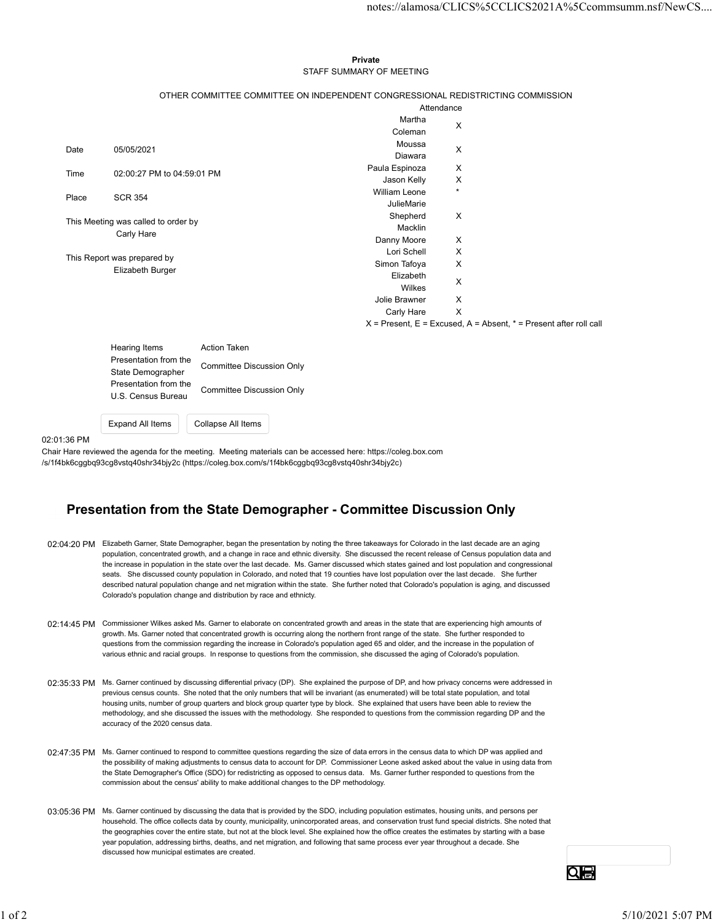**Private**

STAFF SUMMARY OF MEETING

OTHER COMMITTEE COMMITTEE ON INDEPENDENT CONGRESSIONAL REDISTRICTING COMMISSION

| | |
|---|---|
| Date | 05/05/2021 |
| Time | 02:00:27 PM to 04:59:01 PM |
| Place | SCR 354 |

This Meeting was called to order by
Carly Hare

This Report was prepared by
Elizabeth Burger

| Attendance | |
|---|---|
| Martha Coleman | X |
| Moussa Diawara | X |
| Paula Espinoza | X |
| Jason Kelly | X |
| William Leone | * |
| JulieMarie Shepherd Macklin | X |
| Danny Moore | X |
| Lori Schell | X |
| Simon Tafoya | X |
| Elizabeth Wilkes | X |
| Jolie Brawner | X |
| Carly Hare | X |

X = Present, E = Excused, A = Absent, * = Present after roll call

| Hearing Items | Action Taken |
|---|---|
| Presentation from the State Demographer | Committee Discussion Only |
| Presentation from the U.S. Census Bureau | Committee Discussion Only |

Expand All Items | Collapse All Items

02:01:36 PM
Chair Hare reviewed the agenda for the meeting. Meeting materials can be accessed here: https://coleg.box.com/s/1f4bk6cggbq93cg8vstq40shr34bjy2c (https://coleg.box.com/s/1f4bk6cggbq93cg8vstq40shr34bjy2c)

## Presentation from the State Demographer - Committee Discussion Only

02:04:20 PM Elizabeth Garner, State Demographer, began the presentation by noting the three takeaways for Colorado in the last decade are an aging population, concentrated growth, and a change in race and ethnic diversity. She discussed the recent release of Census population data and the increase in population in the state over the last decade. Ms. Garner discussed which states gained and lost population and congressional seats. She discussed county population in Colorado, and noted that 19 counties have lost population over the last decade. She further described natural population change and net migration within the state. She further noted that Colorado's population is aging, and discussed Colorado's population change and distribution by race and ethncity.

02:14:45 PM Commissioner Wilkes asked Ms. Garner to elaborate on concentrated growth and areas in the state that are experiencing high amounts of growth. Ms. Garner noted that concentrated growth is occurring along the northern front range of the state. She further responded to questions from the commission regarding the increase in Colorado's population aged 65 and older, and the increase in the population of various ethnic and racial groups. In response to questions from the commission, she discussed the aging of Colorado's population.

02:35:33 PM Ms. Garner continued by discussing differential privacy (DP). She explained the purpose of DP, and how privacy concerns were addressed in previous census counts. She noted that the only numbers that will be invariant (as enumerated) will be total state population, and total housing units, number of group quarters and block group quarter type by block. She explained that users have been able to review the methodology, and she discussed the issues with the methodology. She responded to questions from the commission regarding DP and the accuracy of the 2020 census data.

02:47:35 PM Ms. Garner continued to respond to committee questions regarding the size of data errors in the census data to which DP was applied and the possibility of making adjustments to census data to account for DP. Commissioner Leone asked about the value in using data from the State Demographer's Office (SDO) for redistricting as opposed to census data. Ms. Garner further responded to questions from the commission about the census' ability to make additional changes to the DP methodology.

03:05:36 PM Ms. Garner continued by discussing the data that is provided by the SDO, including population estimates, housing units, and persons per household. The office collects data by county, municipality, unincorporated areas, and conservation trust fund special districts. She noted that the geographies cover the entire state, but not at the block level. She explained how the office creates the estimates by starting with a base year population, addressing births, deaths, and net migration, and following that same process ever year throughout a decade. She discussed how municipal estimates are created.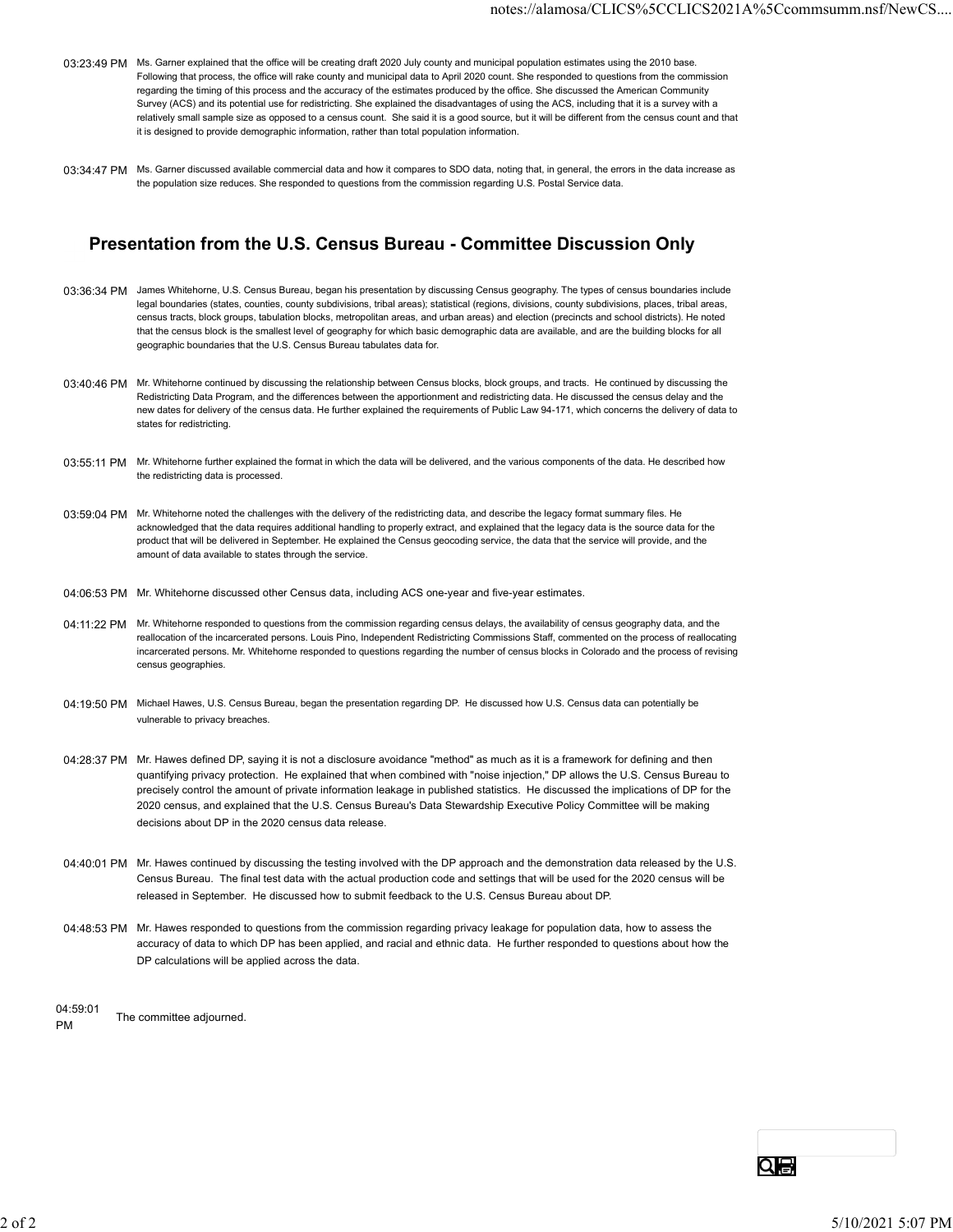03:23:49 PM Ms. Garner explained that the office will be creating draft 2020 July county and municipal population estimates using the 2010 base. Following that process, the office will rake county and municipal data to April 2020 count. She responded to questions from the commission regarding the timing of this process and the accuracy of the estimates produced by the office. She discussed the American Community Survey (ACS) and its potential use for redistricting. She explained the disadvantages of using the ACS, including that it is a survey with a relatively small sample size as opposed to a census count. She said it is a good source, but it will be different from the census count and that it is designed to provide demographic information, rather than total population information.

03:34:47 PM Ms. Garner discussed available commercial data and how it compares to SDO data, noting that, in general, the errors in the data increase as the population size reduces. She responded to questions from the commission regarding U.S. Postal Service data.

## Presentation from the U.S. Census Bureau - Committee Discussion Only

03:36:34 PM James Whitehorne, U.S. Census Bureau, began his presentation by discussing Census geography. The types of census boundaries include legal boundaries (states, counties, county subdivisions, tribal areas); statistical (regions, divisions, county subdivisions, places, tribal areas, census tracts, block groups, tabulation blocks, metropolitan areas, and urban areas) and election (precincts and school districts). He noted that the census block is the smallest level of geography for which basic demographic data are available, and are the building blocks for all geographic boundaries that the U.S. Census Bureau tabulates data for.

03:40:46 PM Mr. Whitehorne continued by discussing the relationship between Census blocks, block groups, and tracts. He continued by discussing the Redistricting Data Program, and the differences between the apportionment and redistricting data. He discussed the census delay and the new dates for delivery of the census data. He further explained the requirements of Public Law 94-171, which concerns the delivery of data to states for redistricting.

03:55:11 PM Mr. Whitehorne further explained the format in which the data will be delivered, and the various components of the data. He described how the redistricting data is processed.

03:59:04 PM Mr. Whitehorne noted the challenges with the delivery of the redistricting data, and describe the legacy format summary files. He acknowledged that the data requires additional handling to properly extract, and explained that the legacy data is the source data for the product that will be delivered in September. He explained the Census geocoding service, the data that the service will provide, and the amount of data available to states through the service.

04:06:53 PM Mr. Whitehorne discussed other Census data, including ACS one-year and five-year estimates.

04:11:22 PM Mr. Whitehorne responded to questions from the commission regarding census delays, the availability of census geography data, and the reallocation of the incarcerated persons. Louis Pino, Independent Redistricting Commissions Staff, commented on the process of reallocating incarcerated persons. Mr. Whitehorne responded to questions regarding the number of census blocks in Colorado and the process of revising census geographies.

04:19:50 PM Michael Hawes, U.S. Census Bureau, began the presentation regarding DP. He discussed how U.S. Census data can potentially be vulnerable to privacy breaches.

04:28:37 PM Mr. Hawes defined DP, saying it is not a disclosure avoidance "method" as much as it is a framework for defining and then quantifying privacy protection. He explained that when combined with "noise injection," DP allows the U.S. Census Bureau to precisely control the amount of private information leakage in published statistics. He discussed the implications of DP for the 2020 census, and explained that the U.S. Census Bureau's Data Stewardship Executive Policy Committee will be making decisions about DP in the 2020 census data release.

04:40:01 PM Mr. Hawes continued by discussing the testing involved with the DP approach and the demonstration data released by the U.S. Census Bureau. The final test data with the actual production code and settings that will be used for the 2020 census will be released in September. He discussed how to submit feedback to the U.S. Census Bureau about DP.

04:48:53 PM Mr. Hawes responded to questions from the commission regarding privacy leakage for population data, how to assess the accuracy of data to which DP has been applied, and racial and ethnic data. He further responded to questions about how the DP calculations will be applied across the data.

04:59:01 PM The committee adjourned.